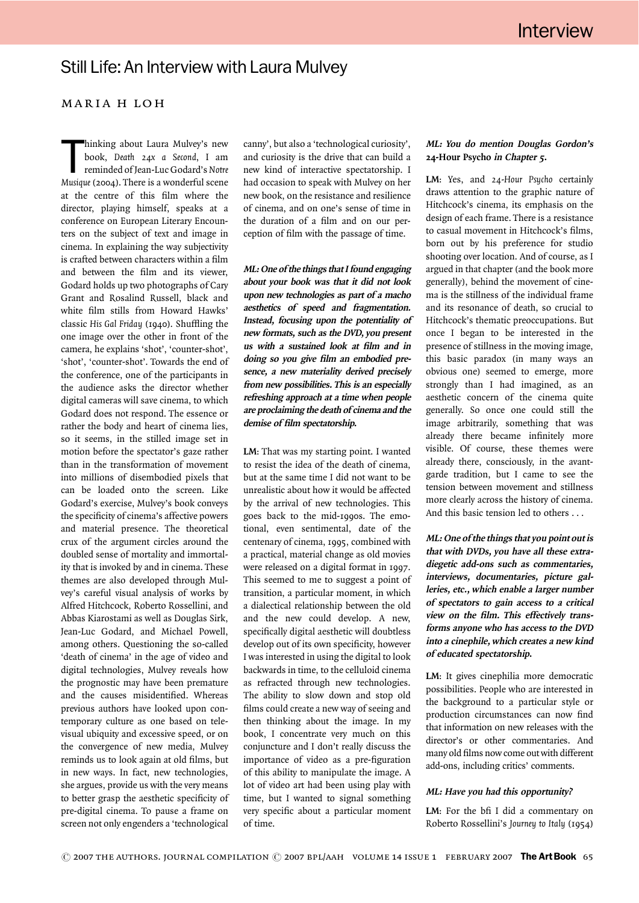Interview

# Still Life: An Interview with Laura Mulvey

MARIA H LOH

Thinking about Laura Mulvey's new book, *Death 24x a Second*, I am reminded of Jean-Luc Godard's *Notre Musique* (2004). There is a wonderful scene at the centre of this film where the director, playing himself, speaks at a conference on European Literary Encounters on the subject of text and image in cinema. In explaining the way subjectivity is crafted between characters within a film and between the film and its viewer, Godard holds up two photographs of Cary Grant and Rosalind Russell, black and white film stills from Howard Hawks' classic *His Gal Friday* (1940). Shuffling the one image over the other in front of the camera, he explains 'shot', 'counter-shot', 'shot', 'counter-shot'. Towards the end of the conference, one of the participants in the audience asks the director whether digital cameras will save cinema, to which Godard does not respond. The essence or rather the body and heart of cinema lies, so it seems, in the stilled image set in motion before the spectator's gaze rather than in the transformation of movement into millions of disembodied pixels that can be loaded onto the screen. Like Godard's exercise, Mulvey's book conveys the specificity of cinema's affective powers and material presence. The theoretical crux of the argument circles around the doubled sense of mortality and immortality that is invoked by and in cinema. These themes are also developed through Mulvey's careful visual analysis of works by Alfred Hitchcock, Roberto Rossellini, and Abbas Kiarostami as well as Douglas Sirk, Jean-Luc Godard, and Michael Powell, among others. Questioning the so-called 'death of cinema' in the age of video and digital technologies, Mulvey reveals how the prognostic may have been premature and the causes misidentified. Whereas previous authors have looked upon contemporary culture as one based on televisual ubiquity and excessive speed, or on the convergence of new media, Mulvey reminds us to look again at old films, but in new ways. In fact, new technologies, she argues, provide us with the very means to better grasp the aesthetic specificity of pre-digital cinema. To pause a frame on screen not only engenders a 'technological canny', but also a 'technological curiosity', and curiosity is the drive that can build a new kind of interactive spectatorship. I had occasion to speak with Mulvey on her new book, on the resistance and resilience of cinema, and on one's sense of time in the duration of a film and on our perception of film with the passage of time.

***ML: One of the things that I found engaging about your book was that it did not look upon new technologies as part of a macho aesthetics of speed and fragmentation. Instead, focusing upon the potentiality of new formats, such as the DVD, you present us with a sustained look at film and in doing so you give film an embodied presence, a new materiality derived precisely from new possibilities. This is an especially refreshing approach at a time when people are proclaiming the death of cinema and the demise of film spectatorship.***

**LM**: That was my starting point. I wanted to resist the idea of the death of cinema, but at the same time I did not want to be unrealistic about how it would be affected by the arrival of new technologies. This goes back to the mid-1990s. The emotional, even sentimental, date of the centenary of cinema, 1995, combined with a practical, material change as old movies were released on a digital format in 1997. This seemed to me to suggest a point of transition, a particular moment, in which a dialectical relationship between the old and the new could develop. A new, specifically digital aesthetic will doubtless develop out of its own specificity, however I was interested in using the digital to look backwards in time, to the celluloid cinema as refracted through new technologies. The ability to slow down and stop old films could create a new way of seeing and then thinking about the image. In my book, I concentrate very much on this conjuncture and I don't really discuss the importance of video as a pre-figuration of this ability to manipulate the image. A lot of video art had been using play with time, but I wanted to signal something very specific about a particular moment of time.

***ML: You do mention Douglas Gordon's* 24-Hour Psycho *in Chapter 5.***

**LM**: Yes, and *24-Hour Psycho* certainly draws attention to the graphic nature of Hitchcock's cinema, its emphasis on the design of each frame. There is a resistance to casual movement in Hitchcock's films, born out by his preference for studio shooting over location. And of course, as I argued in that chapter (and the book more generally), behind the movement of cinema is the stillness of the individual frame and its resonance of death, so crucial to Hitchcock's thematic preoccupations. But once I began to be interested in the presence of stillness in the moving image, this basic paradox (in many ways an obvious one) seemed to emerge, more strongly than I had imagined, as an aesthetic concern of the cinema quite generally. So once one could still the image arbitrarily, something that was already there became infinitely more visible. Of course, these themes were already there, consciously, in the avant-garde tradition, but I came to see the tension between movement and stillness more clearly across the history of cinema. And this basic tension led to others . . .

***ML: One of the things that you point out is that with DVDs, you have all these extra-diegetic add-ons such as commentaries, interviews, documentaries, picture galleries, etc., which enable a larger number of spectators to gain access to a critical view on the film. This effectively transforms anyone who has access to the DVD into a cinephile, which creates a new kind of educated spectatorship.***

**LM**: It gives cinephilia more democratic possibilities. People who are interested in the background to a particular style or production circumstances can now find that information on new releases with the director's or other commentaries. And many old films now come out with different add-ons, including critics' comments.

***ML: Have you had this opportunity?***

**LM**: For the bfi I did a commentary on Roberto Rossellini's *Journey to Italy* (1954)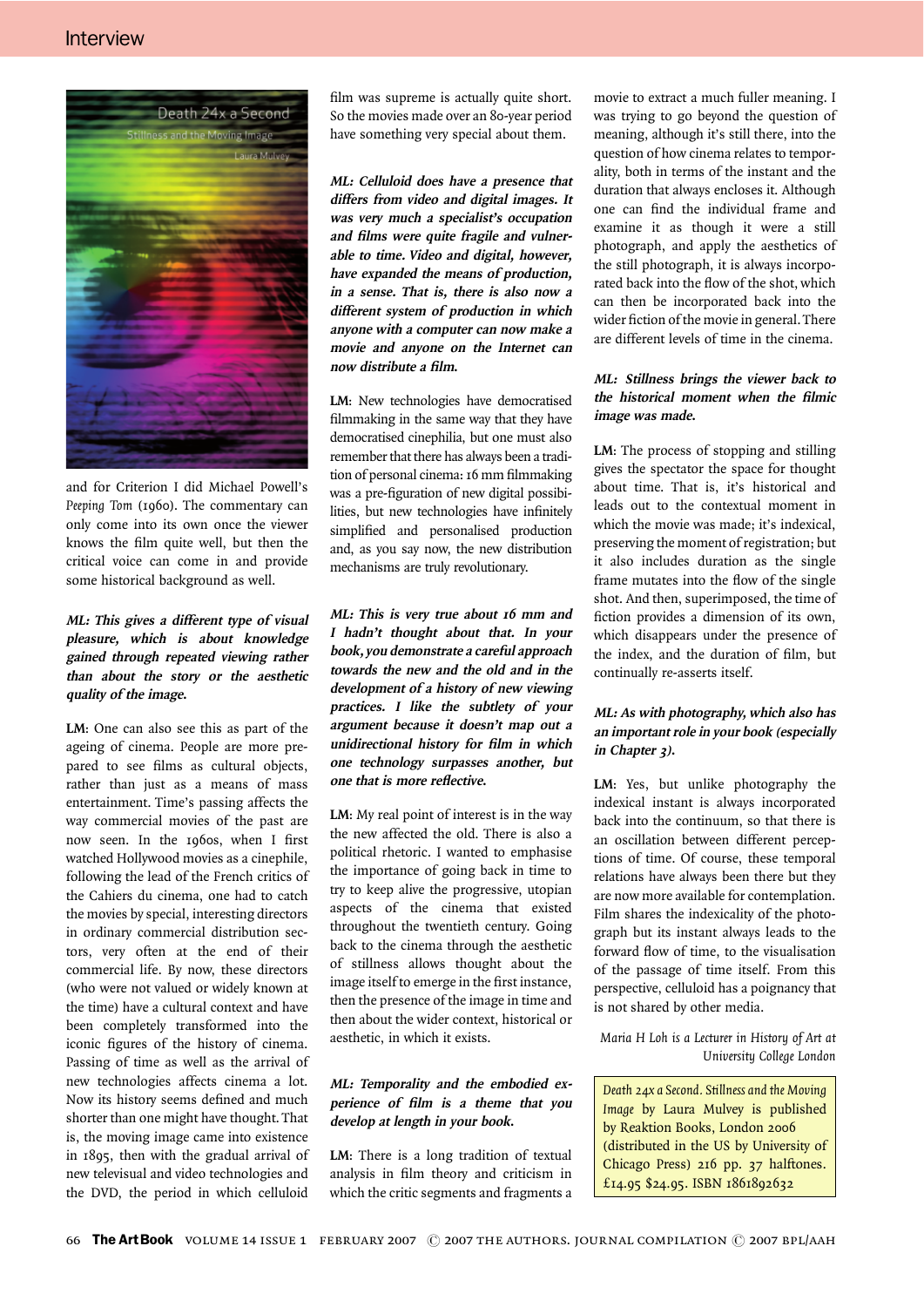and for Criterion I did Michael Powell's *Peeping Tom* (1960). The commentary can only come into its own once the viewer knows the film quite well, but then the critical voice can come in and provide some historical background as well.

***ML: This gives a different type of visual pleasure, which is about knowledge gained through repeated viewing rather than about the story or the aesthetic quality of the image.***

**LM**: One can also see this as part of the ageing of cinema. People are more prepared to see films as cultural objects, rather than just as a means of entertainment. Time's passing affects the way commercial movies of the past are now seen. In the 1960s, when I first watched Hollywood movies as a cinephile, following the lead of the French critics of the Cahiers du cinema, one had to catch the movies by special, interesting directors in ordinary commercial distribution sectors, very often at the end of their commercial life. By now, these directors (who were not valued or widely known at the time) have a cultural context and have been completely transformed into the iconic figures of the history of cinema. Passing of time as well as the arrival of new technologies affects cinema a lot. Now its history seems defined and much shorter than one might have thought. That is, the moving image came into existence in 1895, then with the gradual arrival of new televisual and video technologies and the DVD, the period in which celluloid film was supreme is actually quite short. So the movies made over an 80-year period have something very special about them.

***ML: Celluloid does have a presence that differs from video and digital images. It was very much a specialist's occupation and films were quite fragile and vulnerable to time. Video and digital, however, have expanded the means of production, in a sense. That is, there is also now a different system of production in which anyone with a computer can now make a movie and anyone on the Internet can now distribute a film.***

**LM**: New technologies have democratised filmmaking in the same way that they have democratised cinephilia, but one must also remember that there has always been a tradition of personal cinema: 16 mm filmmaking was a pre-figuration of new digital possibilities, but new technologies have infinitely simplified and personalised production and, as you say now, the new distribution mechanisms are truly revolutionary.

***ML: This is very true about 16 mm and I hadn't thought about that. In your book, you demonstrate a careful approach towards the new and the old and in the development of a history of new viewing practices. I like the subtlety of your argument because it doesn't map out a unidirectional history for film in which one technology surpasses another, but one that is more reflective.***

**LM**: My real point of interest is in the way the new affected the old. There is also a political rhetoric. I wanted to emphasise the importance of going back in time to try to keep alive the progressive, utopian aspects of the cinema that existed throughout the twentieth century. Going back to the cinema through the aesthetic of stillness allows thought about the image itself to emerge in the first instance, then the presence of the image in time and then about the wider context, historical or aesthetic, in which it exists.

***ML: Temporality and the embodied experience of film is a theme that you develop at length in your book.***

**LM**: There is a long tradition of textual analysis in film theory and criticism in which the critic segments and fragments a movie to extract a much fuller meaning. I was trying to go beyond the question of meaning, although it's still there, into the question of how cinema relates to temporality, both in terms of the instant and the duration that always encloses it. Although one can find the individual frame and examine it as though it were a still photograph, and apply the aesthetics of the still photograph, it is always incorporated back into the flow of the shot, which can then be incorporated back into the wider fiction of the movie in general. There are different levels of time in the cinema.

***ML: Stillness brings the viewer back to the historical moment when the filmic image was made.***

**LM**: The process of stopping and stilling gives the spectator the space for thought about time. That is, it's historical and leads out to the contextual moment in which the movie was made; it's indexical, preserving the moment of registration; but it also includes duration as the single frame mutates into the flow of the single shot. And then, superimposed, the time of fiction provides a dimension of its own, which disappears under the presence of the index, and the duration of film, but continually re-asserts itself.

***ML: As with photography, which also has an important role in your book (especially in Chapter 3).***

**LM**: Yes, but unlike photography the indexical instant is always incorporated back into the continuum, so that there is an oscillation between different perceptions of time. Of course, these temporal relations have always been there but they are now more available for contemplation. Film shares the indexicality of the photograph but its instant always leads to the forward flow of time, to the visualisation of the passage of time itself. From this perspective, celluloid has a poignancy that is not shared by other media.

*Maria H Loh is a Lecturer in History of Art at University College London*

*Death 24x a Second. Stillness and the Moving Image* by Laura Mulvey is published by Reaktion Books, London 2006 (distributed in the US by University of Chicago Press) 216 pp. 37 halftones. £14.95 $24.95. ISBN 1861892632